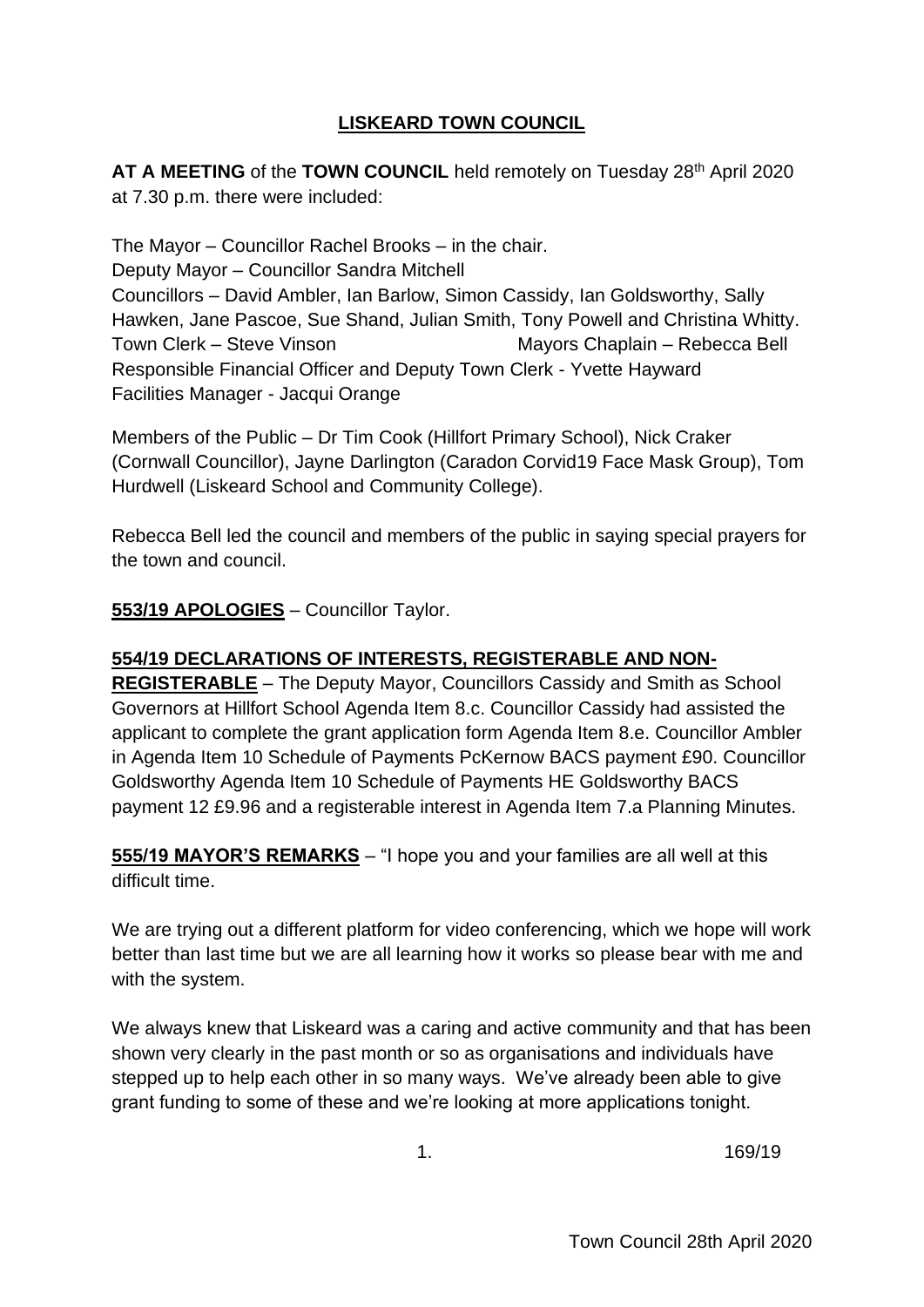# LISKEARD TOWN COUNCIL

**AT A MEETING** of the **TOWN COUNCIL** held remotely on Tuesday 28th April 2020 at 7.30 p.m. there were included:

The Mayor – Councillor Rachel Brooks – in the chair.
Deputy Mayor – Councillor Sandra Mitchell
Councillors – David Ambler, Ian Barlow, Simon Cassidy, Ian Goldsworthy, Sally Hawken, Jane Pascoe, Sue Shand, Julian Smith, Tony Powell and Christina Whitty.
Town Clerk – Steve Vinson Mayors Chaplain – Rebecca Bell
Responsible Financial Officer and Deputy Town Clerk - Yvette Hayward
Facilities Manager - Jacqui Orange

Members of the Public – Dr Tim Cook (Hillfort Primary School), Nick Craker (Cornwall Councillor), Jayne Darlington (Caradon Corvid19 Face Mask Group), Tom Hurdwell (Liskeard School and Community College).

Rebecca Bell led the council and members of the public in saying special prayers for the town and council.

**553/19 APOLOGIES** – Councillor Taylor.

**554/19 DECLARATIONS OF INTERESTS, REGISTERABLE AND NON-REGISTERABLE** – The Deputy Mayor, Councillors Cassidy and Smith as School Governors at Hillfort School Agenda Item 8.c. Councillor Cassidy had assisted the applicant to complete the grant application form Agenda Item 8.e. Councillor Ambler in Agenda Item 10 Schedule of Payments PcKernow BACS payment £90. Councillor Goldsworthy Agenda Item 10 Schedule of Payments HE Goldsworthy BACS payment 12 £9.96 and a registerable interest in Agenda Item 7.a Planning Minutes.

**555/19 MAYOR'S REMARKS** – "I hope you and your families are all well at this difficult time.

We are trying out a different platform for video conferencing, which we hope will work better than last time but we are all learning how it works so please bear with me and with the system.

We always knew that Liskeard was a caring and active community and that has been shown very clearly in the past month or so as organisations and individuals have stepped up to help each other in so many ways. We've already been able to give grant funding to some of these and we're looking at more applications tonight.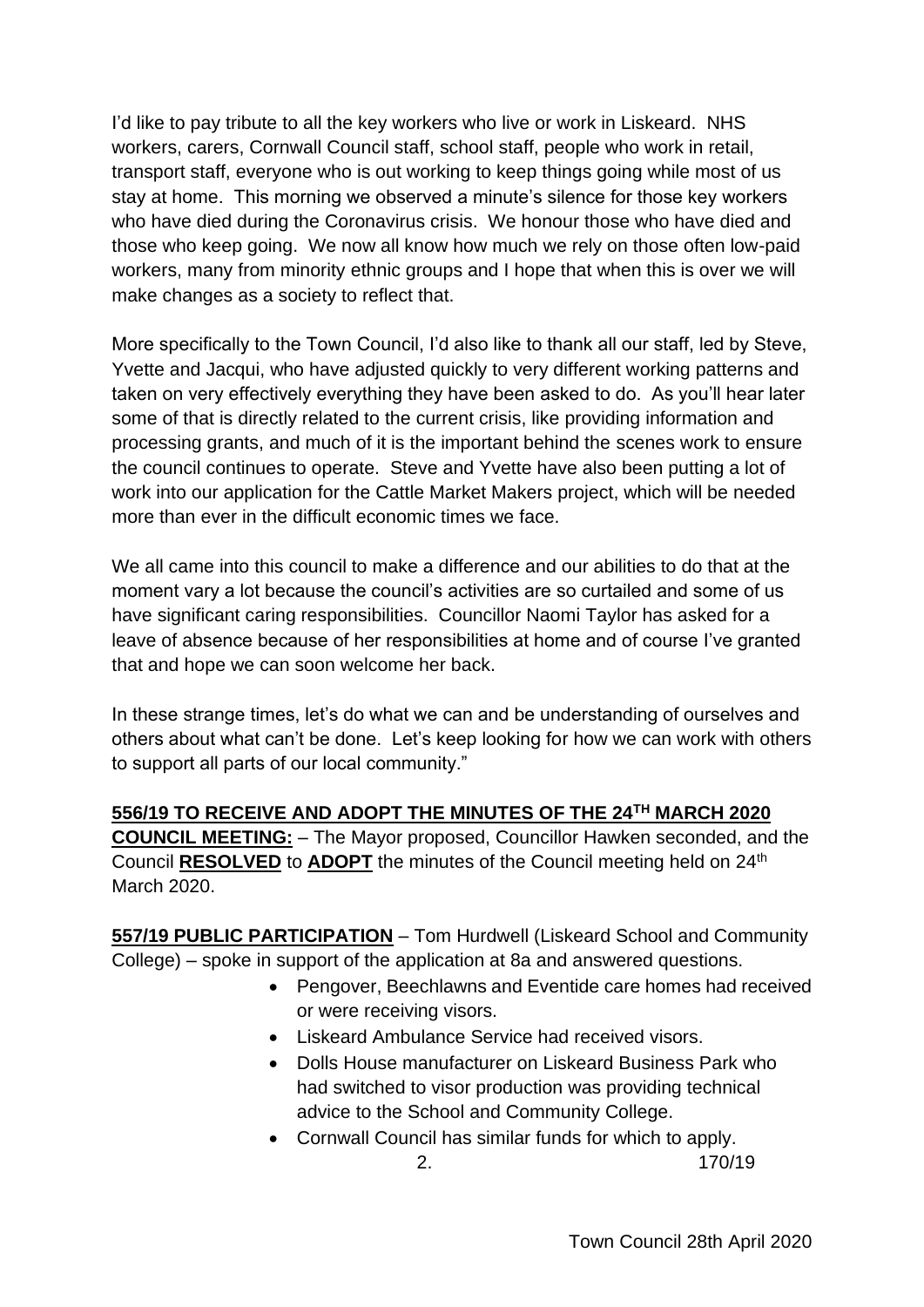I'd like to pay tribute to all the key workers who live or work in Liskeard. NHS workers, carers, Cornwall Council staff, school staff, people who work in retail, transport staff, everyone who is out working to keep things going while most of us stay at home. This morning we observed a minute's silence for those key workers who have died during the Coronavirus crisis. We honour those who have died and those who keep going. We now all know how much we rely on those often low-paid workers, many from minority ethnic groups and I hope that when this is over we will make changes as a society to reflect that.

More specifically to the Town Council, I'd also like to thank all our staff, led by Steve, Yvette and Jacqui, who have adjusted quickly to very different working patterns and taken on very effectively everything they have been asked to do. As you'll hear later some of that is directly related to the current crisis, like providing information and processing grants, and much of it is the important behind the scenes work to ensure the council continues to operate. Steve and Yvette have also been putting a lot of work into our application for the Cattle Market Makers project, which will be needed more than ever in the difficult economic times we face.

We all came into this council to make a difference and our abilities to do that at the moment vary a lot because the council's activities are so curtailed and some of us have significant caring responsibilities. Councillor Naomi Taylor has asked for a leave of absence because of her responsibilities at home and of course I've granted that and hope we can soon welcome her back.

In these strange times, let's do what we can and be understanding of ourselves and others about what can't be done. Let's keep looking for how we can work with others to support all parts of our local community."

**556/19 TO RECEIVE AND ADOPT THE MINUTES OF THE 24TH MARCH 2020 COUNCIL MEETING:** – The Mayor proposed, Councillor Hawken seconded, and the Council **RESOLVED** to **ADOPT** the minutes of the Council meeting held on 24th March 2020.

**557/19 PUBLIC PARTICIPATION** – Tom Hurdwell (Liskeard School and Community College) – spoke in support of the application at 8a and answered questions.

- Pengover, Beechlawns and Eventide care homes had received or were receiving visors.
- Liskeard Ambulance Service had received visors.
- Dolls House manufacturer on Liskeard Business Park who had switched to visor production was providing technical advice to the School and Community College.
- Cornwall Council has similar funds for which to apply.

170/19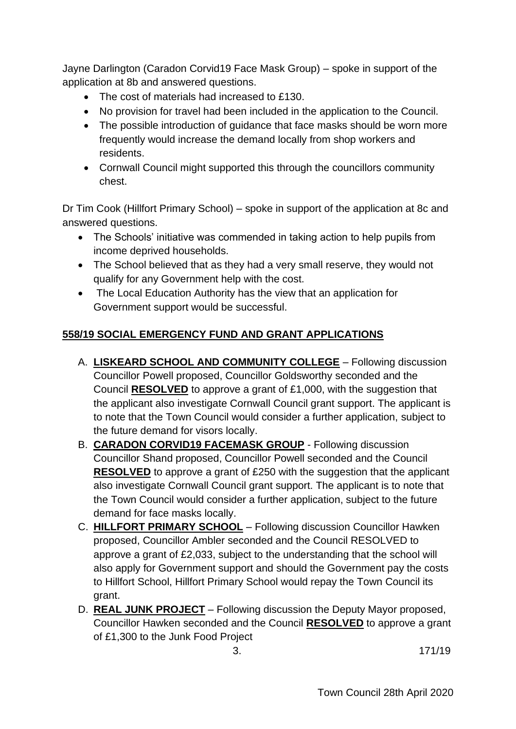Jayne Darlington (Caradon Corvid19 Face Mask Group) – spoke in support of the application at 8b and answered questions.

- The cost of materials had increased to £130.
- No provision for travel had been included in the application to the Council.
- The possible introduction of guidance that face masks should be worn more frequently would increase the demand locally from shop workers and residents.
- Cornwall Council might supported this through the councillors community chest.

Dr Tim Cook (Hillfort Primary School) – spoke in support of the application at 8c and answered questions.

- The Schools' initiative was commended in taking action to help pupils from income deprived households.
- The School believed that as they had a very small reserve, they would not qualify for any Government help with the cost.
- The Local Education Authority has the view that an application for Government support would be successful.

## 558/19 SOCIAL EMERGENCY FUND AND GRANT APPLICATIONS

A. **LISKEARD SCHOOL AND COMMUNITY COLLEGE** – Following discussion Councillor Powell proposed, Councillor Goldsworthy seconded and the Council **RESOLVED** to approve a grant of £1,000, with the suggestion that the applicant also investigate Cornwall Council grant support. The applicant is to note that the Town Council would consider a further application, subject to the future demand for visors locally.

B. **CARADON CORVID19 FACEMASK GROUP** - Following discussion Councillor Shand proposed, Councillor Powell seconded and the Council **RESOLVED** to approve a grant of £250 with the suggestion that the applicant also investigate Cornwall Council grant support. The applicant is to note that the Town Council would consider a further application, subject to the future demand for face masks locally.

C. **HILLFORT PRIMARY SCHOOL** – Following discussion Councillor Hawken proposed, Councillor Ambler seconded and the Council RESOLVED to approve a grant of £2,033, subject to the understanding that the school will also apply for Government support and should the Government pay the costs to Hillfort School, Hillfort Primary School would repay the Town Council its grant.

D. **REAL JUNK PROJECT** – Following discussion the Deputy Mayor proposed, Councillor Hawken seconded and the Council **RESOLVED** to approve a grant of £1,300 to the Junk Food Project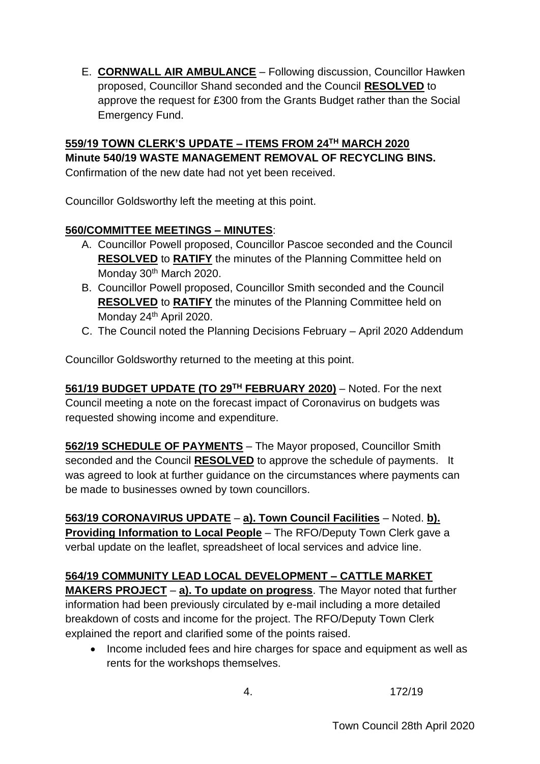E. **CORNWALL AIR AMBULANCE** – Following discussion, Councillor Hawken proposed, Councillor Shand seconded and the Council **RESOLVED** to approve the request for £300 from the Grants Budget rather than the Social Emergency Fund.

**559/19 TOWN CLERK'S UPDATE – ITEMS FROM 24TH MARCH 2020**
**Minute 540/19 WASTE MANAGEMENT REMOVAL OF RECYCLING BINS.**
Confirmation of the new date had not yet been received.

Councillor Goldsworthy left the meeting at this point.

**560/COMMITTEE MEETINGS – MINUTES**:

A. Councillor Powell proposed, Councillor Pascoe seconded and the Council **RESOLVED** to **RATIFY** the minutes of the Planning Committee held on Monday 30th March 2020.
B. Councillor Powell proposed, Councillor Smith seconded and the Council **RESOLVED** to **RATIFY** the minutes of the Planning Committee held on Monday 24th April 2020.
C. The Council noted the Planning Decisions February – April 2020 Addendum

Councillor Goldsworthy returned to the meeting at this point.

**561/19 BUDGET UPDATE (TO 29TH FEBRUARY 2020)** – Noted. For the next Council meeting a note on the forecast impact of Coronavirus on budgets was requested showing income and expenditure.

**562/19 SCHEDULE OF PAYMENTS** – The Mayor proposed, Councillor Smith seconded and the Council **RESOLVED** to approve the schedule of payments. It was agreed to look at further guidance on the circumstances where payments can be made to businesses owned by town councillors.

**563/19 CORONAVIRUS UPDATE** – **a). Town Council Facilities** – Noted. **b). Providing Information to Local People** – The RFO/Deputy Town Clerk gave a verbal update on the leaflet, spreadsheet of local services and advice line.

**564/19 COMMUNITY LEAD LOCAL DEVELOPMENT – CATTLE MARKET MAKERS PROJECT** – **a). To update on progress**. The Mayor noted that further information had been previously circulated by e-mail including a more detailed breakdown of costs and income for the project. The RFO/Deputy Town Clerk explained the report and clarified some of the points raised.

- Income included fees and hire charges for space and equipment as well as rents for the workshops themselves.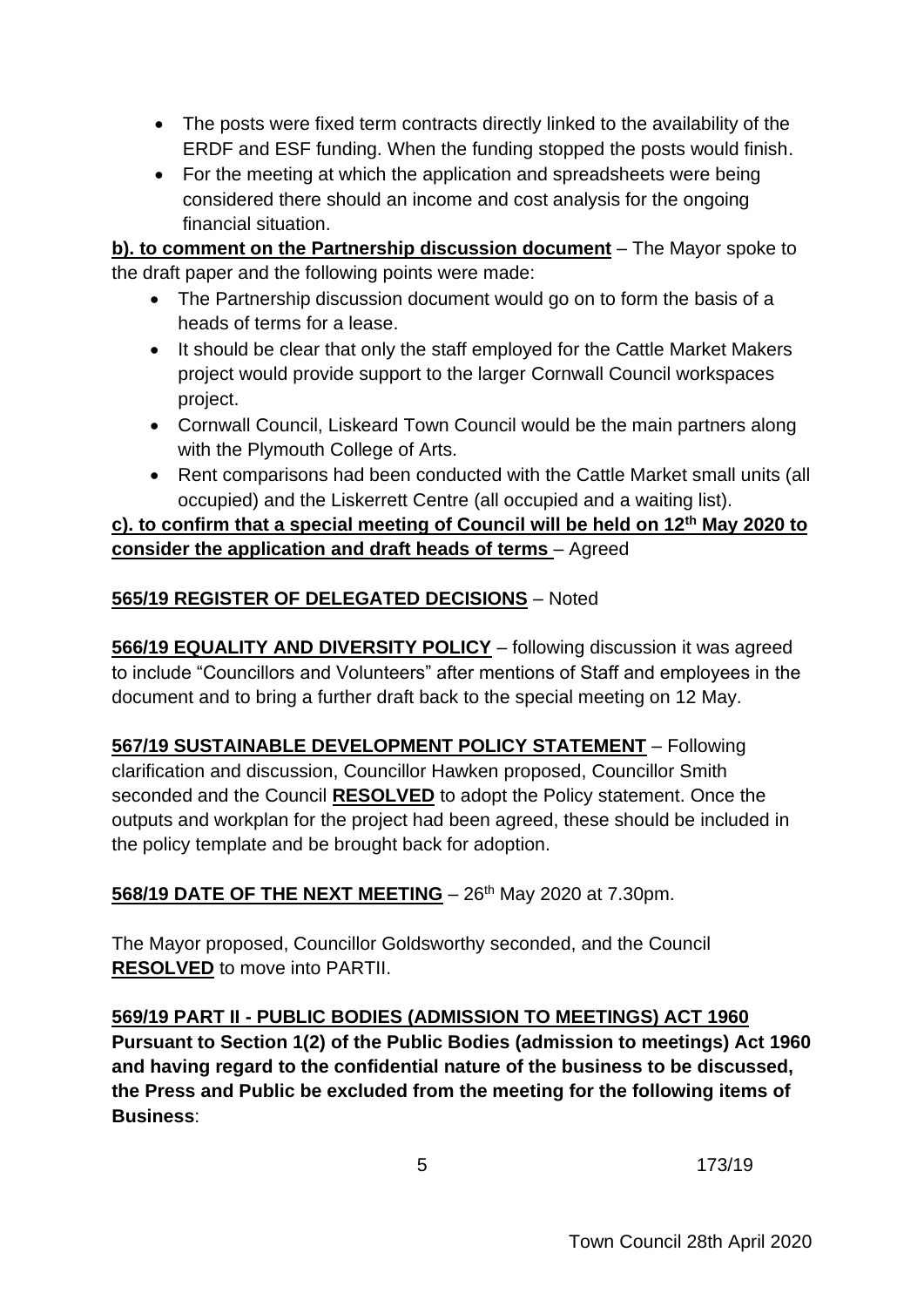- The posts were fixed term contracts directly linked to the availability of the ERDF and ESF funding. When the funding stopped the posts would finish.
- For the meeting at which the application and spreadsheets were being considered there should an income and cost analysis for the ongoing financial situation.

**b). to comment on the Partnership discussion document** – The Mayor spoke to the draft paper and the following points were made:

- The Partnership discussion document would go on to form the basis of a heads of terms for a lease.
- It should be clear that only the staff employed for the Cattle Market Makers project would provide support to the larger Cornwall Council workspaces project.
- Cornwall Council, Liskeard Town Council would be the main partners along with the Plymouth College of Arts.
- Rent comparisons had been conducted with the Cattle Market small units (all occupied) and the Liskerrett Centre (all occupied and a waiting list).

**c). to confirm that a special meeting of Council will be held on 12th May 2020 to consider the application and draft heads of terms** – Agreed

**565/19 REGISTER OF DELEGATED DECISIONS** – Noted

**566/19 EQUALITY AND DIVERSITY POLICY** – following discussion it was agreed to include "Councillors and Volunteers" after mentions of Staff and employees in the document and to bring a further draft back to the special meeting on 12 May.

**567/19 SUSTAINABLE DEVELOPMENT POLICY STATEMENT** – Following clarification and discussion, Councillor Hawken proposed, Councillor Smith seconded and the Council **RESOLVED** to adopt the Policy statement. Once the outputs and workplan for the project had been agreed, these should be included in the policy template and be brought back for adoption.

**568/19 DATE OF THE NEXT MEETING** – 26th May 2020 at 7.30pm.

The Mayor proposed, Councillor Goldsworthy seconded, and the Council **RESOLVED** to move into PARTII.

**569/19 PART II - PUBLIC BODIES (ADMISSION TO MEETINGS) ACT 1960**
**Pursuant to Section 1(2) of the Public Bodies (admission to meetings) Act 1960 and having regard to the confidential nature of the business to be discussed, the Press and Public be excluded from the meeting for the following items of Business**:

173/19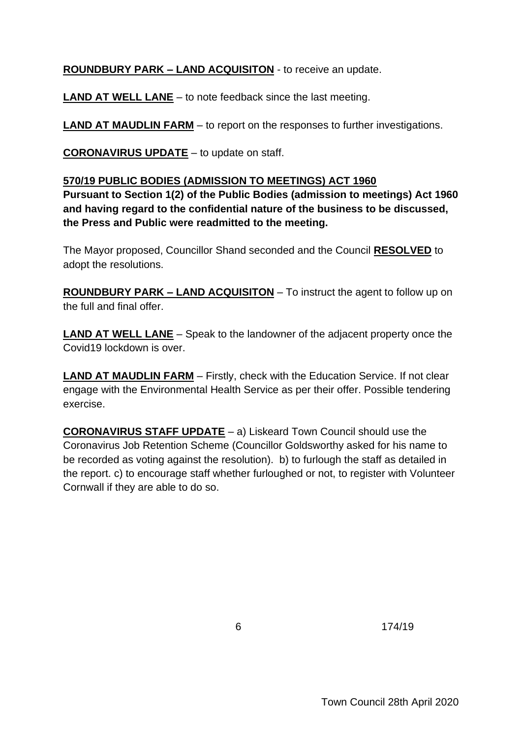**ROUNDBURY PARK – LAND ACQUISITON** - to receive an update.

**LAND AT WELL LANE** – to note feedback since the last meeting.

**LAND AT MAUDLIN FARM** – to report on the responses to further investigations.

**CORONAVIRUS UPDATE** – to update on staff.

**570/19 PUBLIC BODIES (ADMISSION TO MEETINGS) ACT 1960**
**Pursuant to Section 1(2) of the Public Bodies (admission to meetings) Act 1960 and having regard to the confidential nature of the business to be discussed, the Press and Public were readmitted to the meeting.**

The Mayor proposed, Councillor Shand seconded and the Council **RESOLVED** to adopt the resolutions.

**ROUNDBURY PARK – LAND ACQUISITON** – To instruct the agent to follow up on the full and final offer.

**LAND AT WELL LANE** – Speak to the landowner of the adjacent property once the Covid19 lockdown is over.

**LAND AT MAUDLIN FARM** – Firstly, check with the Education Service. If not clear engage with the Environmental Health Service as per their offer. Possible tendering exercise.

**CORONAVIRUS STAFF UPDATE** – a) Liskeard Town Council should use the Coronavirus Job Retention Scheme (Councillor Goldsworthy asked for his name to be recorded as voting against the resolution). b) to furlough the staff as detailed in the report. c) to encourage staff whether furloughed or not, to register with Volunteer Cornwall if they are able to do so.

174/19